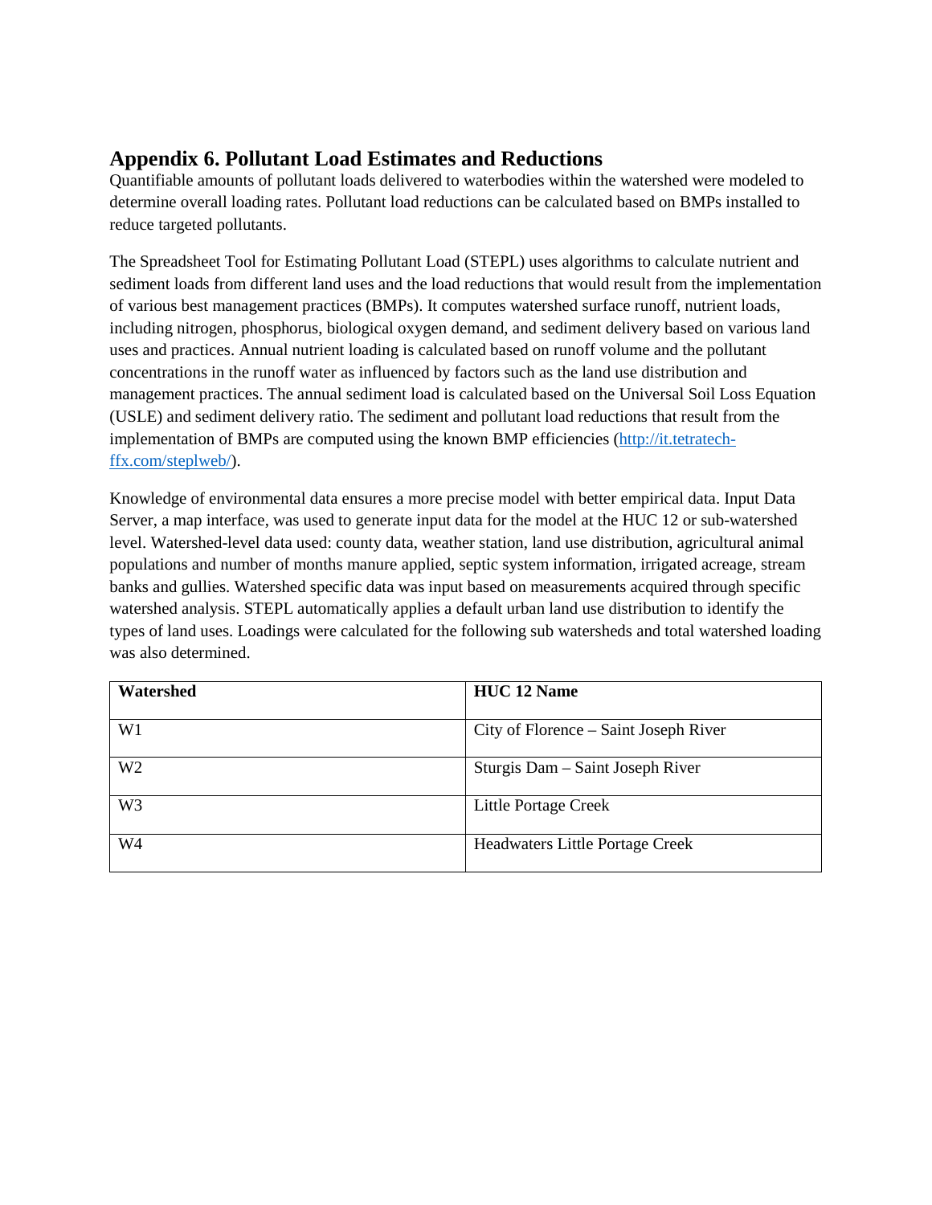## Appendix 6. Pollutant Load Estimates and Reductions

Quantifiable amounts of pollutant loads delivered to waterbodies within the watershed were modeled to determine overall loading rates. Pollutant load reductions can be calculated based on BMPs installed to reduce targeted pollutants.

The Spreadsheet Tool for Estimating Pollutant Load (STEPL) uses algorithms to calculate nutrient and sediment loads from different land uses and the load reductions that would result from the implementation of various best management practices (BMPs). It computes watershed surface runoff, nutrient loads, including nitrogen, phosphorus, biological oxygen demand, and sediment delivery based on various land uses and practices. Annual nutrient loading is calculated based on runoff volume and the pollutant concentrations in the runoff water as influenced by factors such as the land use distribution and management practices. The annual sediment load is calculated based on the Universal Soil Loss Equation (USLE) and sediment delivery ratio. The sediment and pollutant load reductions that result from the implementation of BMPs are computed using the known BMP efficiencies ([http://it.tetratech-ffx.com/steplweb/](http://it.tetratech-ffx.com/steplweb/)).

Knowledge of environmental data ensures a more precise model with better empirical data. Input Data Server, a map interface, was used to generate input data for the model at the HUC 12 or sub-watershed level. Watershed-level data used: county data, weather station, land use distribution, agricultural animal populations and number of months manure applied, septic system information, irrigated acreage, stream banks and gullies. Watershed specific data was input based on measurements acquired through specific watershed analysis. STEPL automatically applies a default urban land use distribution to identify the types of land uses. Loadings were calculated for the following sub watersheds and total watershed loading was also determined.

| Watershed | HUC 12 Name |
|---|---|
| W1 | City of Florence – Saint Joseph River |
| W2 | Sturgis Dam – Saint Joseph River |
| W3 | Little Portage Creek |
| W4 | Headwaters Little Portage Creek |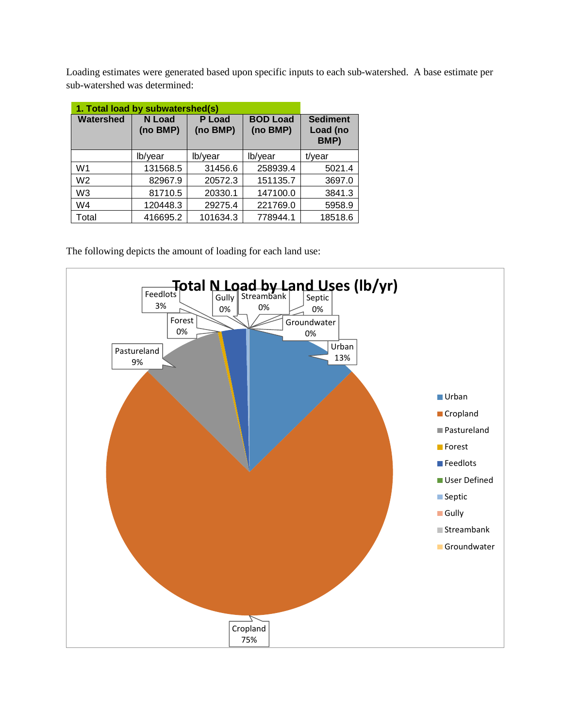Loading estimates were generated based upon specific inputs to each sub-watershed. A base estimate per sub-watershed was determined:

**1. Total load by subwatershed(s)**

| Watershed | N Load (no BMP) | P Load (no BMP) | BOD Load (no BMP) | Sediment Load (no BMP) |
|---|---|---|---|---|
| | lb/year | lb/year | lb/year | t/year |
| W1 | 131568.5 | 31456.6 | 258939.4 | 5021.4 |
| W2 | 82967.9 | 20572.3 | 151135.7 | 3697.0 |
| W3 | 81710.5 | 20330.1 | 147100.0 | 3841.3 |
| W4 | 120448.3 | 29275.4 | 221769.0 | 5958.9 |
| Total | 416695.2 | 101634.3 | 778944.1 | 18518.6 |

The following depicts the amount of loading for each land use:

Total N Load by Land Uses (lb/yr)

Feedlots 3%
Gully 0%
Streambank 0%
Septic 0%
Forest 0%
Groundwater 0%
Urban 13%
Pastureland 9%
Cropland 75%

Urban
Cropland
Pastureland
Forest
Feedlots
User Defined
Septic
Gully
Streambank
Groundwater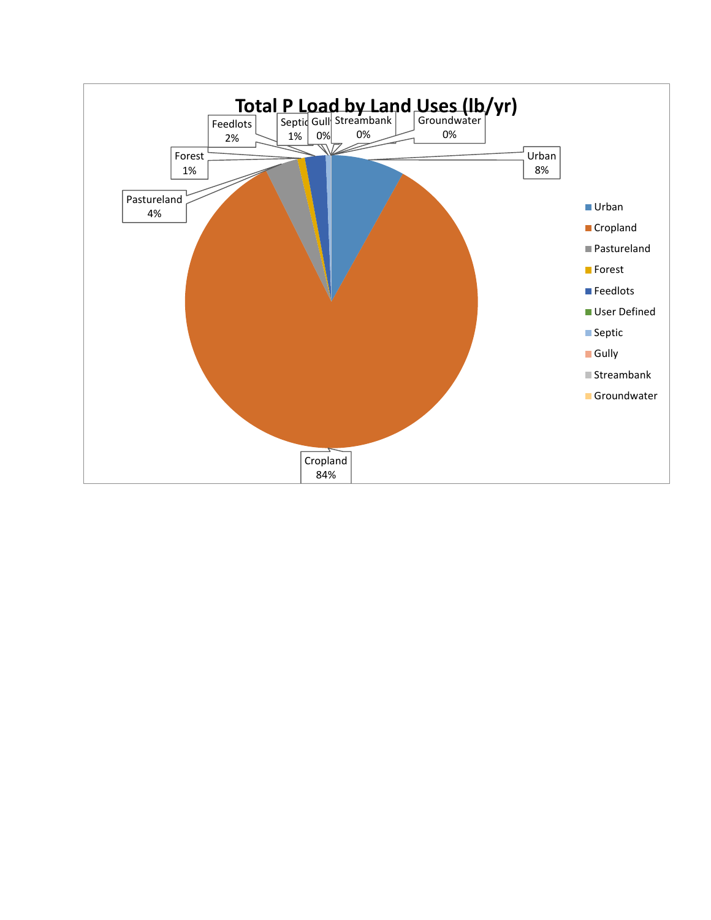Total P Load by Land Uses (lb/yr)

Urban
8%

Cropland
84%

Pastureland
4%

Forest
1%

Feedlots
2%

Septic
1%

Gully
0%

Streambank
0%

Groundwater
0%

Urban
Cropland
Pastureland
Forest
Feedlots
User Defined
Septic
Gully
Streambank
Groundwater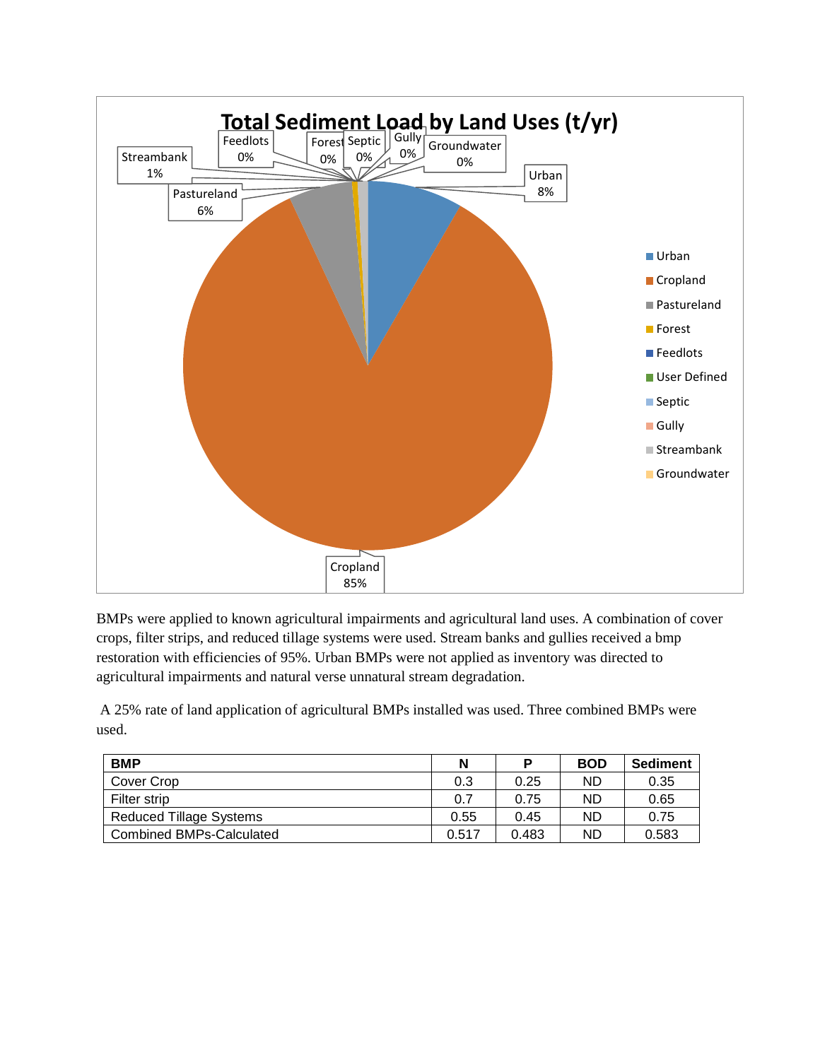**Total Sediment Load by Land Uses (t/yr)**

- Urban 8%
- Cropland 85%
- Pastureland 6%
- Forest 0%
- Feedlots 0%
- User Defined
- Septic 0%
- Gully 0%
- Streambank 1%
- Groundwater 0%

BMPs were applied to known agricultural impairments and agricultural land uses. A combination of cover crops, filter strips, and reduced tillage systems were used. Stream banks and gullies received a bmp restoration with efficiencies of 95%. Urban BMPs were not applied as inventory was directed to agricultural impairments and natural verse unnatural stream degradation.

A 25% rate of land application of agricultural BMPs installed was used. Three combined BMPs were used.

| BMP | N | P | BOD | Sediment |
|---|---|---|---|---|
| Cover Crop | 0.3 | 0.25 | ND | 0.35 |
| Filter strip | 0.7 | 0.75 | ND | 0.65 |
| Reduced Tillage Systems | 0.55 | 0.45 | ND | 0.75 |
| Combined BMPs-Calculated | 0.517 | 0.483 | ND | 0.583 |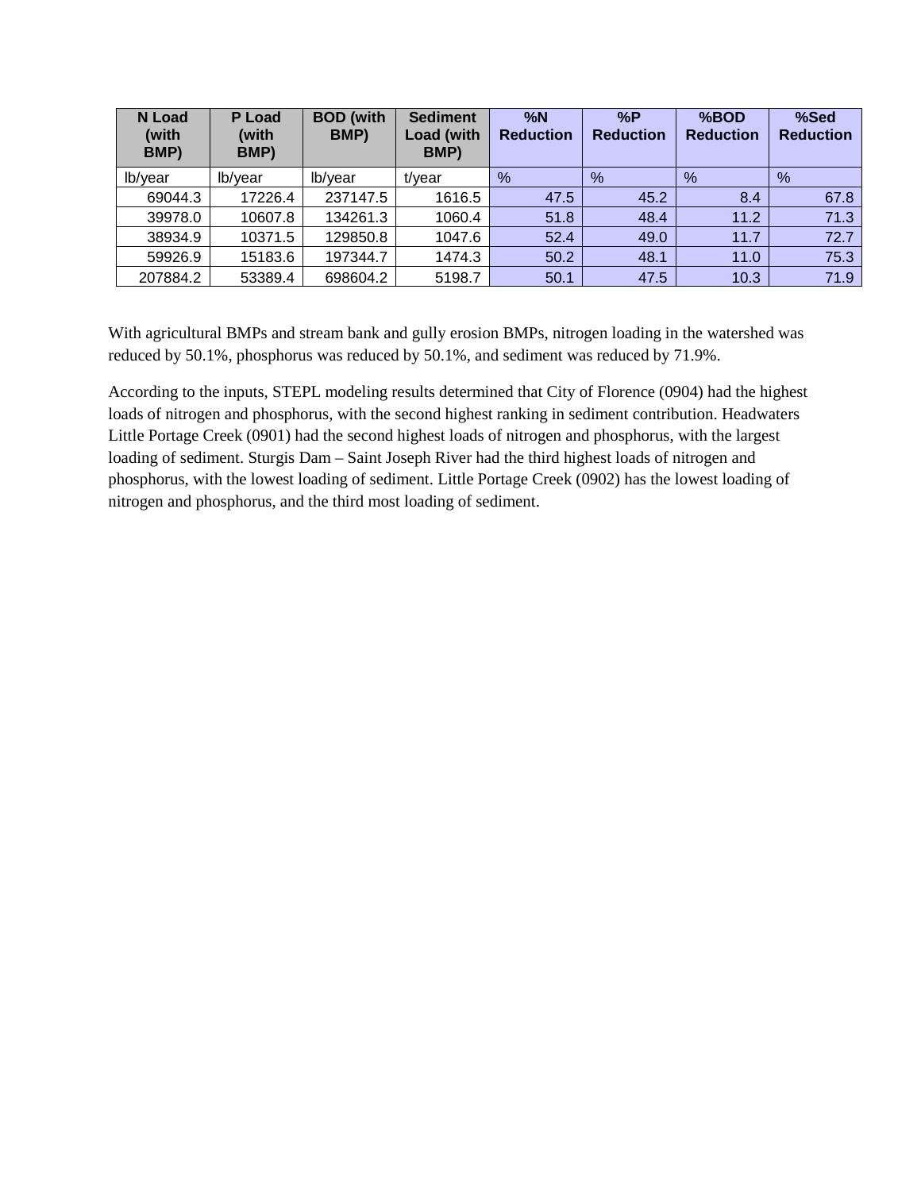| N Load (with BMP) | P Load (with BMP) | BOD (with BMP) | Sediment Load (with BMP) | %N Reduction | %P Reduction | %BOD Reduction | %Sed Reduction |
|---|---|---|---|---|---|---|---|
| lb/year | lb/year | lb/year | t/year | % | % | % | % |
| 69044.3 | 17226.4 | 237147.5 | 1616.5 | 47.5 | 45.2 | 8.4 | 67.8 |
| 39978.0 | 10607.8 | 134261.3 | 1060.4 | 51.8 | 48.4 | 11.2 | 71.3 |
| 38934.9 | 10371.5 | 129850.8 | 1047.6 | 52.4 | 49.0 | 11.7 | 72.7 |
| 59926.9 | 15183.6 | 197344.7 | 1474.3 | 50.2 | 48.1 | 11.0 | 75.3 |
| 207884.2 | 53389.4 | 698604.2 | 5198.7 | 50.1 | 47.5 | 10.3 | 71.9 |

With agricultural BMPs and stream bank and gully erosion BMPs, nitrogen loading in the watershed was reduced by 50.1%, phosphorus was reduced by 50.1%, and sediment was reduced by 71.9%.

According to the inputs, STEPL modeling results determined that City of Florence (0904) had the highest loads of nitrogen and phosphorus, with the second highest ranking in sediment contribution. Headwaters Little Portage Creek (0901) had the second highest loads of nitrogen and phosphorus, with the largest loading of sediment. Sturgis Dam – Saint Joseph River had the third highest loads of nitrogen and phosphorus, with the lowest loading of sediment. Little Portage Creek (0902) has the lowest loading of nitrogen and phosphorus, and the third most loading of sediment.